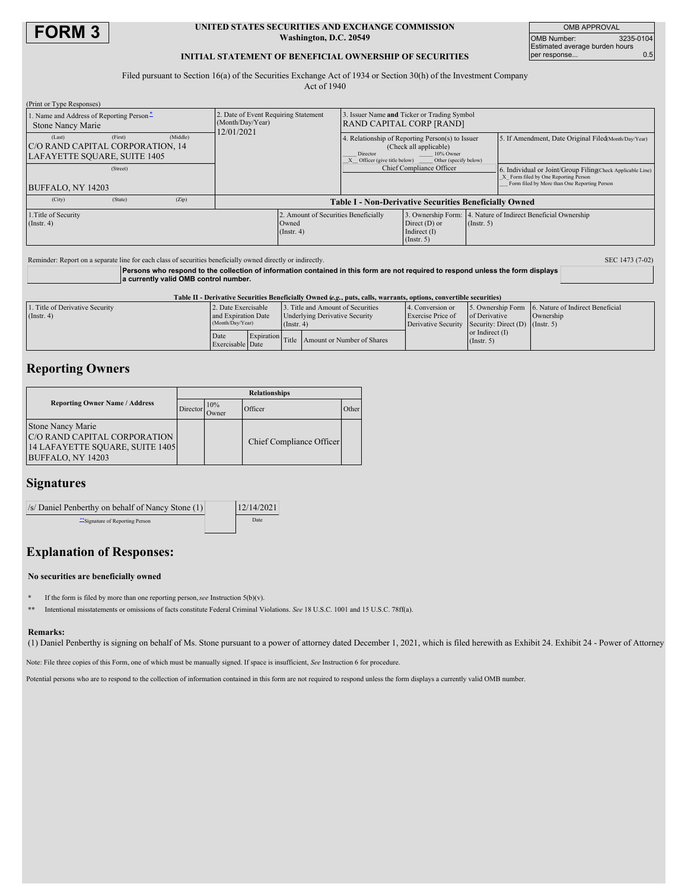# FORM 3

**UNITED STATES SECURITIES AND EXCHANGE COMMISSION**
**Washington, D.C. 20549**

**INITIAL STATEMENT OF BENEFICIAL OWNERSHIP OF SECURITIES**

| OMB APPROVAL | |
| --- | --- |
| OMB Number: | 3235-0104 |
| Estimated average burden hours per response... | 0.5 |

Filed pursuant to Section 16(a) of the Securities Exchange Act of 1934 or Section 30(h) of the Investment Company Act of 1940

(Print or Type Responses)

| 1. Name and Address of Reporting Person* | 2. Date of Event Requiring Statement (Month/Day/Year) | 3. Issuer Name **and** Ticker or Trading Symbol | |
| --- | --- | --- | --- |
| Stone Nancy Marie | 12/01/2021 | RAND CAPITAL CORP [RAND] | |
| (Last) (First) (Middle) C/O RAND CAPITAL CORPORATION, 14 LAFAYETTE SQUARE, SUITE 1405 | | 4. Relationship of Reporting Person(s) to Issuer (Check all applicable) ___ Director ___ 10% Owner _X_ Officer (give title below) ___ Other (specify below) Chief Compliance Officer | 5. If Amendment, Date Original Filed (Month/Day/Year) |
| (Street) BUFFALO, NY 14203 | | | 6. Individual or Joint/Group Filing (Check Applicable Line) _X_ Form filed by One Reporting Person ___ Form filed by More than One Reporting Person |
| (City) (State) (Zip) | | | |

**Table I - Non-Derivative Securities Beneficially Owned**

| 1.Title of Security (Instr. 4) | 2. Amount of Securities Beneficially Owned (Instr. 4) | 3. Ownership Form: Direct (D) or Indirect (I) (Instr. 5) | 4. Nature of Indirect Beneficial Ownership (Instr. 5) |
| --- | --- | --- | --- |

Reminder: Report on a separate line for each class of securities beneficially owned directly or indirectly.

SEC 1473 (7-02)

**Persons who respond to the collection of information contained in this form are not required to respond unless the form displays a currently valid OMB control number.**

**Table II - Derivative Securities Beneficially Owned (*e.g.*, puts, calls, warrants, options, convertible securities)**

| 1. Title of Derivative Security (Instr. 4) | 2. Date Exercisable and Expiration Date (Month/Day/Year) | | 3. Title and Amount of Securities Underlying Derivative Security (Instr. 4) | | 4. Conversion or Exercise Price of Derivative Security | 5. Ownership Form of Derivative Security: Direct (D) or Indirect (I) (Instr. 5) | 6. Nature of Indirect Beneficial Ownership (Instr. 5) |
| --- | --- | --- | --- | --- | --- | --- | --- |
| | Date Exercisable | Expiration Date | Title | Amount or Number of Shares | | | |

## Reporting Owners

| Reporting Owner Name / Address | Relationships | | | |
| --- | --- | --- | --- | --- |
| | Director | 10% Owner | Officer | Other |
| Stone Nancy Marie C/O RAND CAPITAL CORPORATION 14 LAFAYETTE SQUARE, SUITE 1405 BUFFALO, NY 14203 | | | Chief Compliance Officer | |

## Signatures

| /s/ Daniel Penberthy on behalf of Nancy Stone (1) | 12/14/2021 |
| --- | --- |
| **Signature of Reporting Person | Date |

## Explanation of Responses:

**No securities are beneficially owned**

\* If the form is filed by more than one reporting person, *see* Instruction 5(b)(v).

\*\* Intentional misstatements or omissions of facts constitute Federal Criminal Violations. *See* 18 U.S.C. 1001 and 15 U.S.C. 78ff(a).

**Remarks:**

(1) Daniel Penberthy is signing on behalf of Ms. Stone pursuant to a power of attorney dated December 1, 2021, which is filed herewith as Exhibit 24. Exhibit 24 - Power of Attorney

Note: File three copies of this Form, one of which must be manually signed. If space is insufficient, *See* Instruction 6 for procedure.

Potential persons who are to respond to the collection of information contained in this form are not required to respond unless the form displays a currently valid OMB number.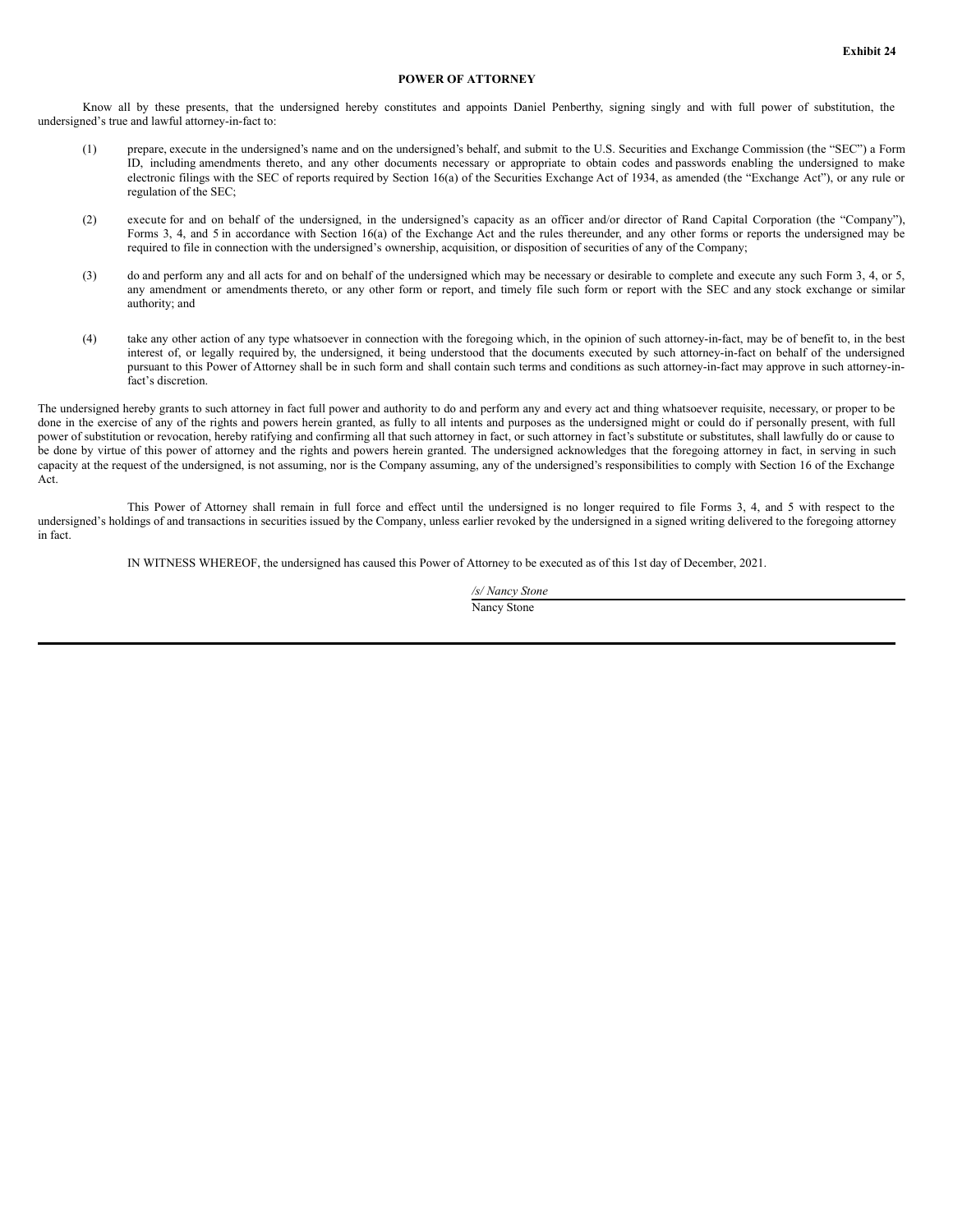**Exhibit 24**

**POWER OF ATTORNEY**

Know all by these presents, that the undersigned hereby constitutes and appoints Daniel Penberthy, signing singly and with full power of substitution, the undersigned's true and lawful attorney-in-fact to:

(1) prepare, execute in the undersigned's name and on the undersigned's behalf, and submit to the U.S. Securities and Exchange Commission (the "SEC") a Form ID, including amendments thereto, and any other documents necessary or appropriate to obtain codes and passwords enabling the undersigned to make electronic filings with the SEC of reports required by Section 16(a) of the Securities Exchange Act of 1934, as amended (the "Exchange Act"), or any rule or regulation of the SEC;

(2) execute for and on behalf of the undersigned, in the undersigned's capacity as an officer and/or director of Rand Capital Corporation (the "Company"), Forms 3, 4, and 5 in accordance with Section 16(a) of the Exchange Act and the rules thereunder, and any other forms or reports the undersigned may be required to file in connection with the undersigned's ownership, acquisition, or disposition of securities of any of the Company;

(3) do and perform any and all acts for and on behalf of the undersigned which may be necessary or desirable to complete and execute any such Form 3, 4, or 5, any amendment or amendments thereto, or any other form or report, and timely file such form or report with the SEC and any stock exchange or similar authority; and

(4) take any other action of any type whatsoever in connection with the foregoing which, in the opinion of such attorney-in-fact, may be of benefit to, in the best interest of, or legally required by, the undersigned, it being understood that the documents executed by such attorney-in-fact on behalf of the undersigned pursuant to this Power of Attorney shall be in such form and shall contain such terms and conditions as such attorney-in-fact may approve in such attorney-in-fact's discretion.

The undersigned hereby grants to such attorney in fact full power and authority to do and perform any and every act and thing whatsoever requisite, necessary, or proper to be done in the exercise of any of the rights and powers herein granted, as fully to all intents and purposes as the undersigned might or could do if personally present, with full power of substitution or revocation, hereby ratifying and confirming all that such attorney in fact, or such attorney in fact's substitute or substitutes, shall lawfully do or cause to be done by virtue of this power of attorney and the rights and powers herein granted. The undersigned acknowledges that the foregoing attorney in fact, in serving in such capacity at the request of the undersigned, is not assuming, nor is the Company assuming, any of the undersigned's responsibilities to comply with Section 16 of the Exchange Act.

This Power of Attorney shall remain in full force and effect until the undersigned is no longer required to file Forms 3, 4, and 5 with respect to the undersigned's holdings of and transactions in securities issued by the Company, unless earlier revoked by the undersigned in a signed writing delivered to the foregoing attorney in fact.

IN WITNESS WHEREOF, the undersigned has caused this Power of Attorney to be executed as of this 1st day of December, 2021.

*/s/ Nancy Stone*

Nancy Stone